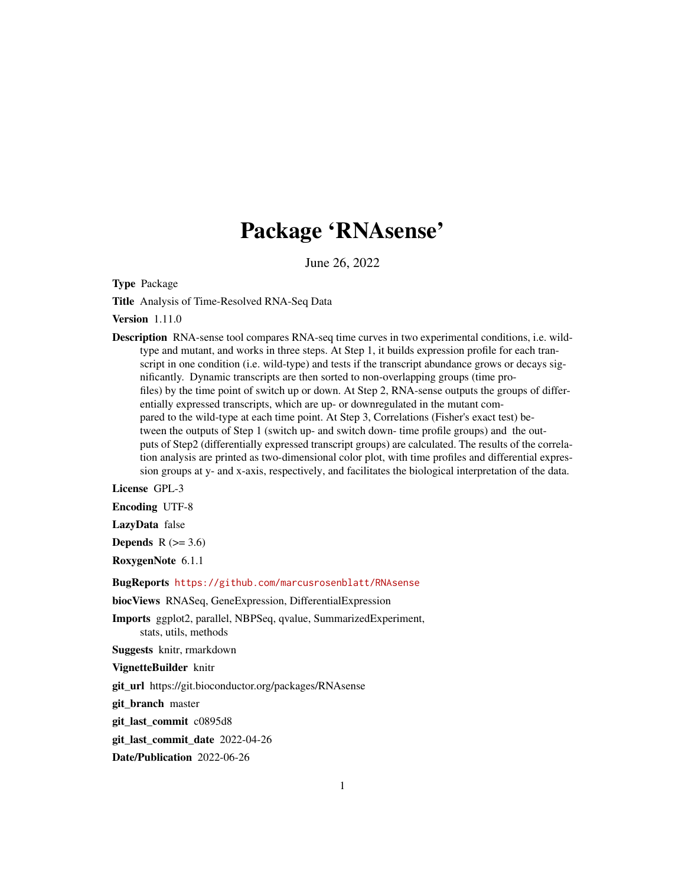# Package 'RNAsense'

June 26, 2022

**Type** Package

**Title** Analysis of Time-Resolved RNA-Seq Data

**Version** 1.11.0

**Description** RNA-sense tool compares RNA-seq time curves in two experimental conditions, i.e. wild-type and mutant, and works in three steps. At Step 1, it builds expression profile for each transcript in one condition (i.e. wild-type) and tests if the transcript abundance grows or decays significantly. Dynamic transcripts are then sorted to non-overlapping groups (time profiles) by the time point of switch up or down. At Step 2, RNA-sense outputs the groups of differentially expressed transcripts, which are up- or downregulated in the mutant compared to the wild-type at each time point. At Step 3, Correlations (Fisher's exact test) between the outputs of Step 1 (switch up- and switch down- time profile groups) and the outputs of Step2 (differentially expressed transcript groups) are calculated. The results of the correlation analysis are printed as two-dimensional color plot, with time profiles and differential expression groups at y- and x-axis, respectively, and facilitates the biological interpretation of the data.

**License** GPL-3

**Encoding** UTF-8

**LazyData** false

**Depends** R (>= 3.6)

**RoxygenNote** 6.1.1

**BugReports** https://github.com/marcusrosenblatt/RNAsense

**biocViews** RNASeq, GeneExpression, DifferentialExpression

**Imports** ggplot2, parallel, NBPSeq, qvalue, SummarizedExperiment, stats, utils, methods

**Suggests** knitr, rmarkdown

**VignetteBuilder** knitr

**git_url** https://git.bioconductor.org/packages/RNAsense

**git_branch** master

**git_last_commit** c0895d8

**git_last_commit_date** 2022-04-26

**Date/Publication** 2022-06-26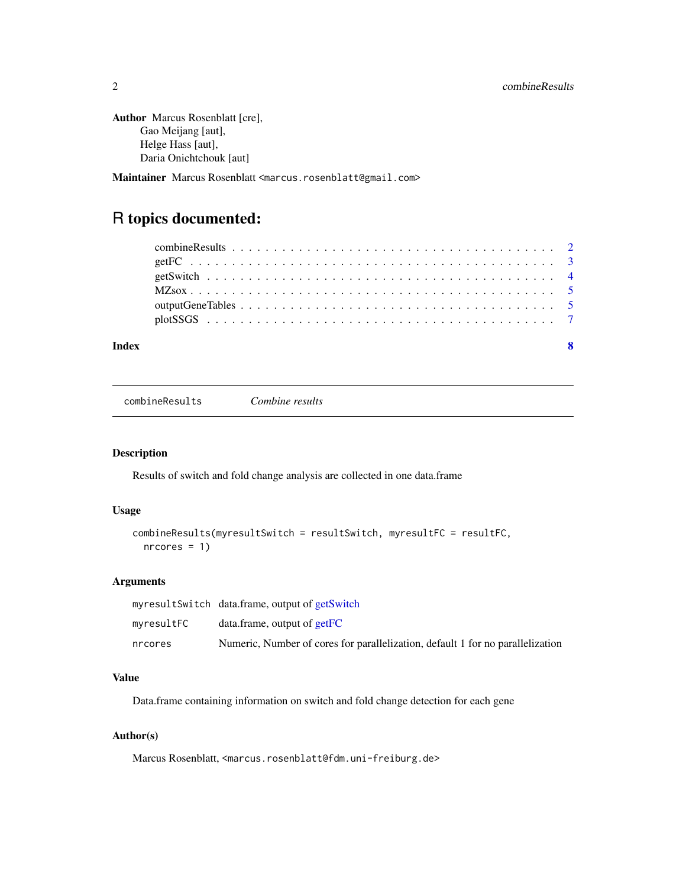**Author** Marcus Rosenblatt [cre],
Gao Meijang [aut],
Helge Hass [aut],
Daria Onichtchouk [aut]

**Maintainer** Marcus Rosenblatt <marcus.rosenblatt@gmail.com>

# R topics documented:

- combineResults . . . . . . . . . . . . . . . . . . . . . . . . . . . . . . . . . . . . . . . 2
- getFC . . . . . . . . . . . . . . . . . . . . . . . . . . . . . . . . . . . . . . . . . . . 3
- getSwitch . . . . . . . . . . . . . . . . . . . . . . . . . . . . . . . . . . . . . . . . . 4
- MZsox . . . . . . . . . . . . . . . . . . . . . . . . . . . . . . . . . . . . . . . . . . . 5
- outputGeneTables . . . . . . . . . . . . . . . . . . . . . . . . . . . . . . . . . . . . 5
- plotSSGS . . . . . . . . . . . . . . . . . . . . . . . . . . . . . . . . . . . . . . . . . 7

**Index** **8**

---

## combineResults — *Combine results*

### Description

Results of switch and fold change analysis are collected in one data.frame

### Usage

```
combineResults(myresultSwitch = resultSwitch, myresultFC = resultFC,
  nrcores = 1)
```

### Arguments

| | |
|---|---|
| myresultSwitch | data.frame, output of getSwitch |
| myresultFC | data.frame, output of getFC |
| nrcores | Numeric, Number of cores for parallelization, default 1 for no parallelization |

### Value

Data.frame containing information on switch and fold change detection for each gene

### Author(s)

Marcus Rosenblatt, <marcus.rosenblatt@fdm.uni-freiburg.de>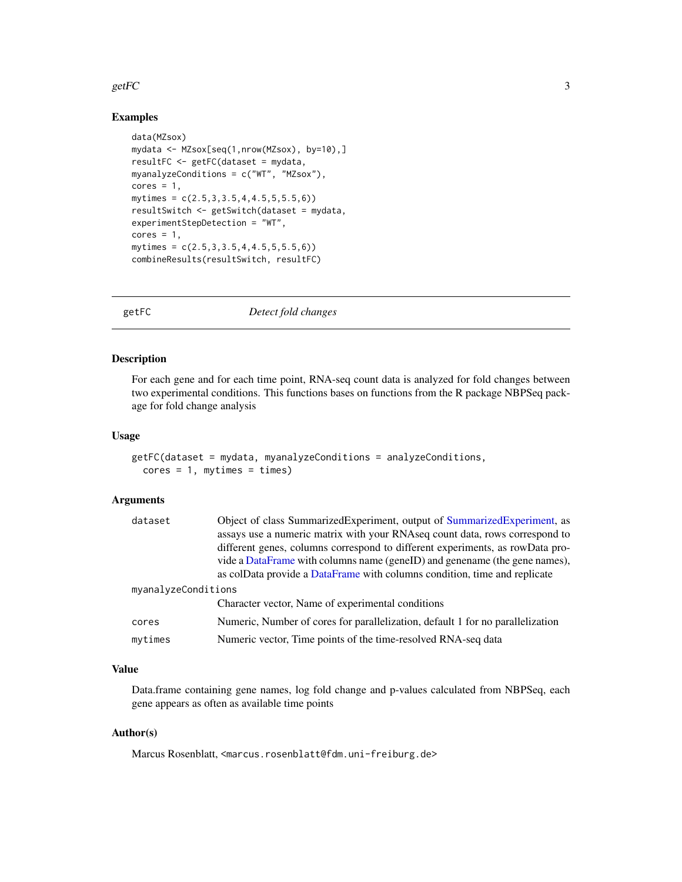## Examples

```
data(MZsox)
mydata <- MZsox[seq(1,nrow(MZsox), by=10),]
resultFC <- getFC(dataset = mydata,
myanalyzeConditions = c("WT", "MZsox"),
cores = 1,
mytimes = c(2.5,3,3.5,4,4.5,5,5.5,6))
resultSwitch <- getSwitch(dataset = mydata,
experimentStepDetection = "WT",
cores = 1,
mytimes = c(2.5,3,3.5,4,4.5,5,5.5,6))
combineResults(resultSwitch, resultFC)
```

---

# getFC — *Detect fold changes*

---

## Description

For each gene and for each time point, RNA-seq count data is analyzed for fold changes between two experimental conditions. This functions bases on functions from the R package NBPSeq package for fold change analysis

## Usage

```
getFC(dataset = mydata, myanalyzeConditions = analyzeConditions,
  cores = 1, mytimes = times)
```

## Arguments

| | |
|---|---|
| `dataset` | Object of class SummarizedExperiment, output of SummarizedExperiment, as assays use a numeric matrix with your RNAseq count data, rows correspond to different genes, columns correspond to different experiments, as rowData provide a DataFrame with columns name (geneID) and genename (the gene names), as colData provide a DataFrame with columns condition, time and replicate |
| `myanalyzeConditions` | Character vector, Name of experimental conditions |
| `cores` | Numeric, Number of cores for parallelization, default 1 for no parallelization |
| `mytimes` | Numeric vector, Time points of the time-resolved RNA-seq data |

## Value

Data.frame containing gene names, log fold change and p-values calculated from NBPSeq, each gene appears as often as available time points

## Author(s)

Marcus Rosenblatt, <marcus.rosenblatt@fdm.uni-freiburg.de>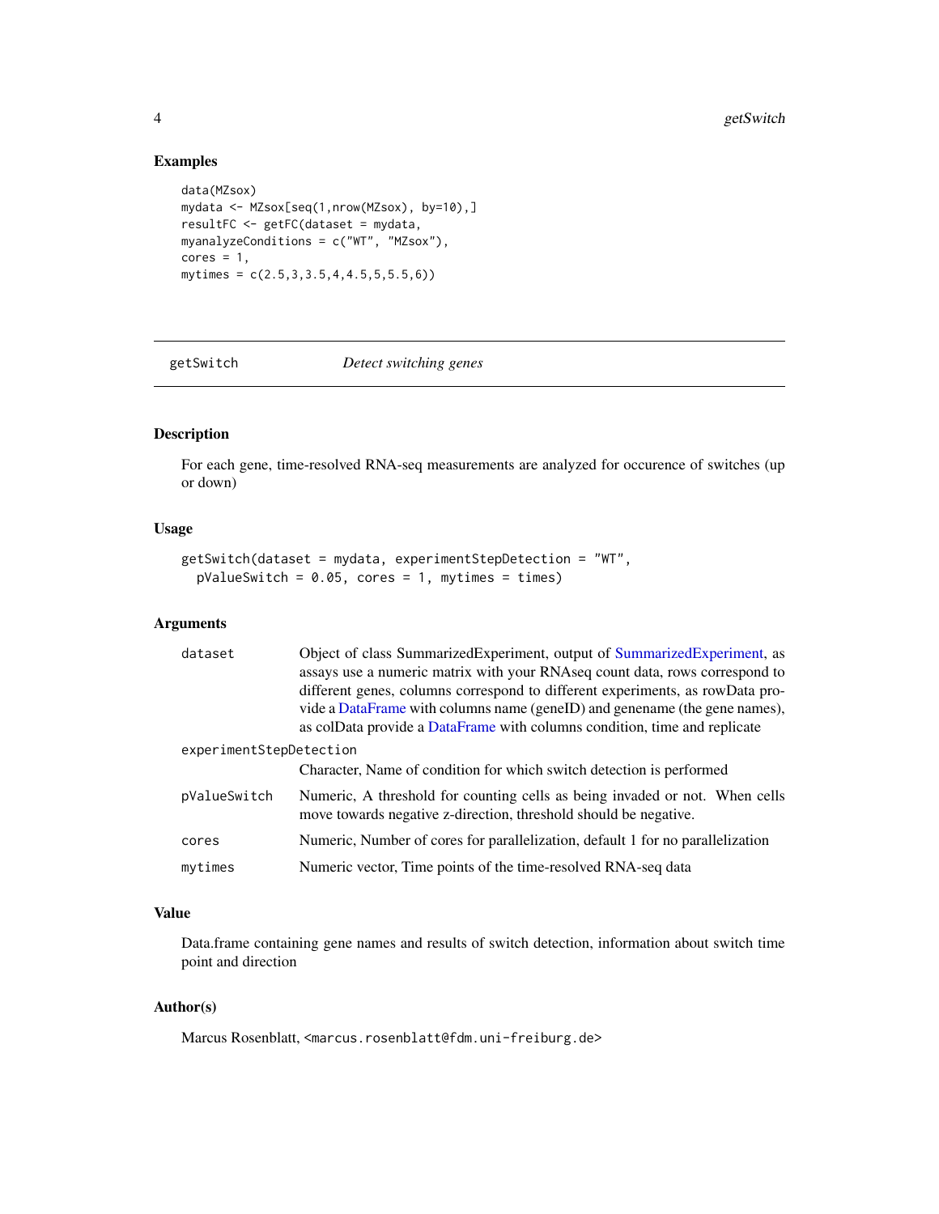## Examples

```
data(MZsox)
mydata <- MZsox[seq(1,nrow(MZsox), by=10),]
resultFC <- getFC(dataset = mydata,
myanalyzeConditions = c("WT", "MZsox"),
cores = 1,
mytimes = c(2.5,3,3.5,4,4.5,5,5.5,6))
```

---

# getSwitch *Detect switching genes*

---

## Description

For each gene, time-resolved RNA-seq measurements are analyzed for occurence of switches (up or down)

## Usage

```
getSwitch(dataset = mydata, experimentStepDetection = "WT",
  pValueSwitch = 0.05, cores = 1, mytimes = times)
```

## Arguments

| | |
|---|---|
| `dataset` | Object of class SummarizedExperiment, output of SummarizedExperiment, as assays use a numeric matrix with your RNAseq count data, rows correspond to different genes, columns correspond to different experiments, as rowData provide a DataFrame with columns name (geneID) and genename (the gene names), as colData provide a DataFrame with columns condition, time and replicate |
| `experimentStepDetection` | Character, Name of condition for which switch detection is performed |
| `pValueSwitch` | Numeric, A threshold for counting cells as being invaded or not. When cells move towards negative z-direction, threshold should be negative. |
| `cores` | Numeric, Number of cores for parallelization, default 1 for no parallelization |
| `mytimes` | Numeric vector, Time points of the time-resolved RNA-seq data |

## Value

Data.frame containing gene names and results of switch detection, information about switch time point and direction

## Author(s)

Marcus Rosenblatt, <marcus.rosenblatt@fdm.uni-freiburg.de>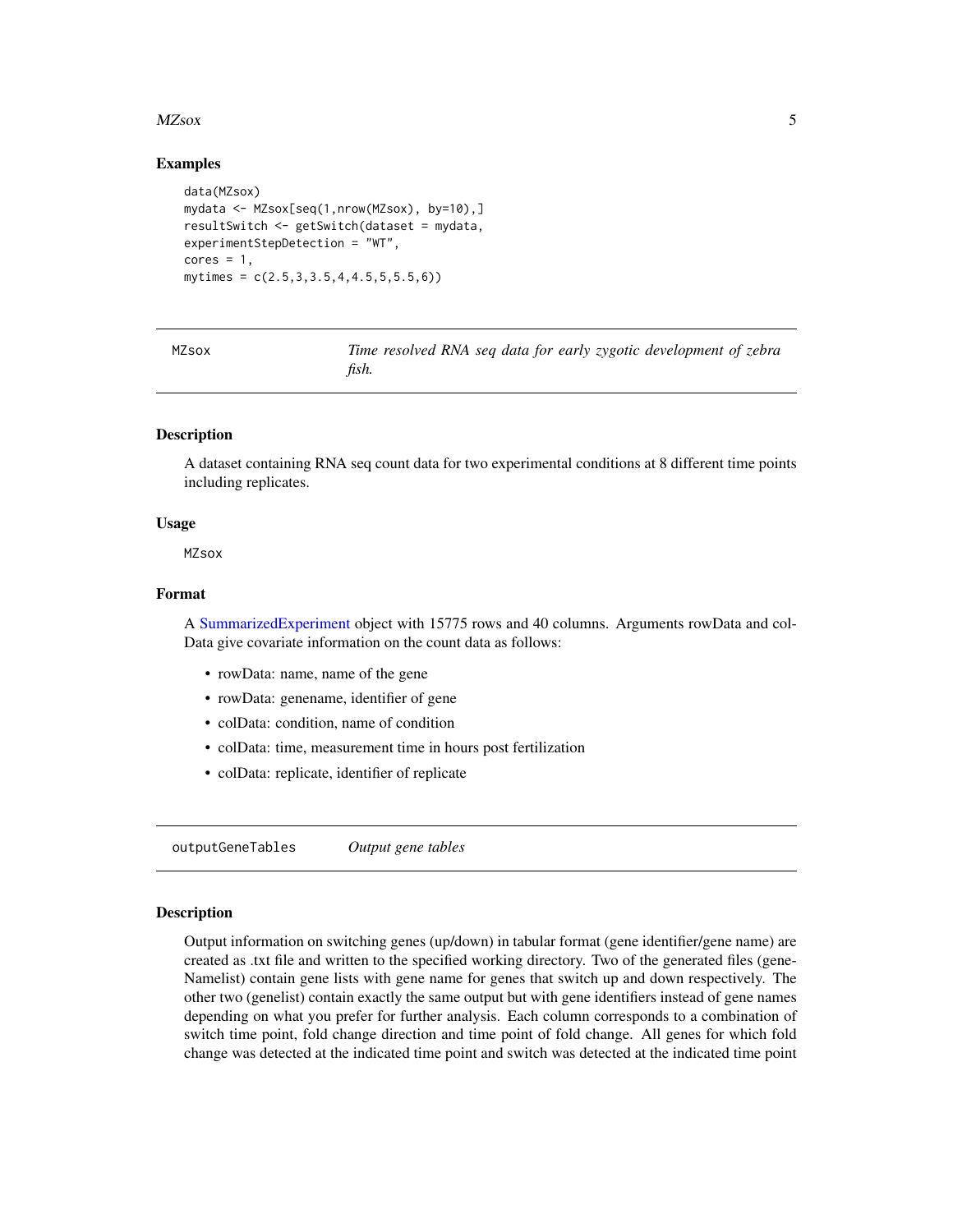### Examples

```
data(MZsox)
mydata <- MZsox[seq(1,nrow(MZsox), by=10),]
resultSwitch <- getSwitch(dataset = mydata,
experimentStepDetection = "WT",
cores = 1,
mytimes = c(2.5,3,3.5,4,4.5,5,5.5,6))
```

---

## MZsox — *Time resolved RNA seq data for early zygotic development of zebra fish.*

---

### Description

A dataset containing RNA seq count data for two experimental conditions at 8 different time points including replicates.

### Usage

```
MZsox
```

### Format

A SummarizedExperiment object with 15775 rows and 40 columns. Arguments rowData and colData give covariate information on the count data as follows:

- rowData: name, name of the gene
- rowData: genename, identifier of gene
- colData: condition, name of condition
- colData: time, measurement time in hours post fertilization
- colData: replicate, identifier of replicate

---

## outputGeneTables — *Output gene tables*

---

### Description

Output information on switching genes (up/down) in tabular format (gene identifier/gene name) are created as .txt file and written to the specified working directory. Two of the generated files (geneNamelist) contain gene lists with gene name for genes that switch up and down respectively. The other two (genelist) contain exactly the same output but with gene identifiers instead of gene names depending on what you prefer for further analysis. Each column corresponds to a combination of switch time point, fold change direction and time point of fold change. All genes for which fold change was detected at the indicated time point and switch was detected at the indicated time point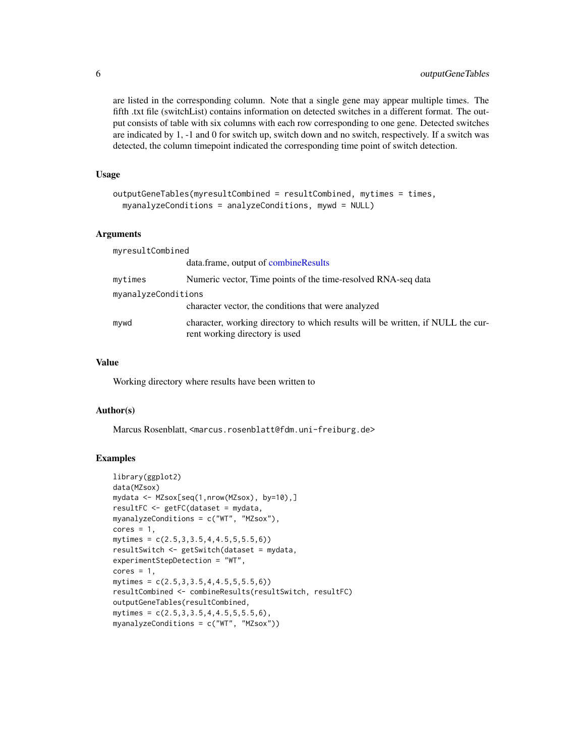are listed in the corresponding column. Note that a single gene may appear multiple times. The fifth .txt file (switchList) contains information on detected switches in a different format. The output consists of table with six columns with each row corresponding to one gene. Detected switches are indicated by 1, -1 and 0 for switch up, switch down and no switch, respectively. If a switch was detected, the column timepoint indicated the corresponding time point of switch detection.

### Usage

```
outputGeneTables(myresultCombined = resultCombined, mytimes = times,
  myanalyzeConditions = analyzeConditions, mywd = NULL)
```

### Arguments

| | |
|---|---|
| myresultCombined | data.frame, output of combineResults |
| mytimes | Numeric vector, Time points of the time-resolved RNA-seq data |
| myanalyzeConditions | character vector, the conditions that were analyzed |
| mywd | character, working directory to which results will be written, if NULL the current working directory is used |

### Value

Working directory where results have been written to

### Author(s)

Marcus Rosenblatt, <marcus.rosenblatt@fdm.uni-freiburg.de>

### Examples

```
library(ggplot2)
data(MZsox)
mydata <- MZsox[seq(1,nrow(MZsox), by=10),]
resultFC <- getFC(dataset = mydata,
myanalyzeConditions = c("WT", "MZsox"),
cores = 1,
mytimes = c(2.5,3,3.5,4,4.5,5,5.5,6))
resultSwitch <- getSwitch(dataset = mydata,
experimentStepDetection = "WT",
cores = 1,
mytimes = c(2.5,3,3.5,4,4.5,5,5.5,6))
resultCombined <- combineResults(resultSwitch, resultFC)
outputGeneTables(resultCombined,
mytimes = c(2.5,3,3.5,4,4.5,5,5.5,6),
myanalyzeConditions = c("WT", "MZsox"))
```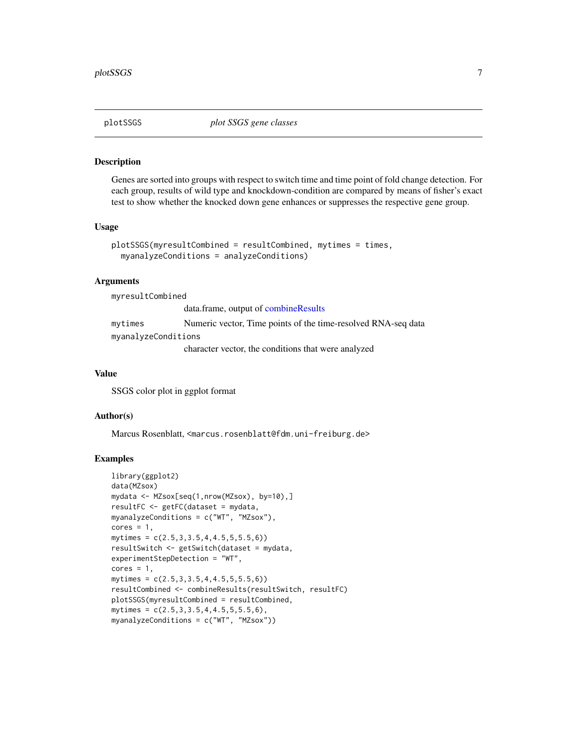## plotSSGS *plot SSGS gene classes*

### Description

Genes are sorted into groups with respect to switch time and time point of fold change detection. For each group, results of wild type and knockdown-condition are compared by means of fisher's exact test to show whether the knocked down gene enhances or suppresses the respective gene group.

### Usage

```
plotSSGS(myresultCombined = resultCombined, mytimes = times,
  myanalyzeConditions = analyzeConditions)
```

### Arguments

| Argument | Description |
|---|---|
| myresultCombined | data.frame, output of combineResults |
| mytimes | Numeric vector, Time points of the time-resolved RNA-seq data |
| myanalyzeConditions | character vector, the conditions that were analyzed |

### Value

SSGS color plot in ggplot format

### Author(s)

Marcus Rosenblatt, <marcus.rosenblatt@fdm.uni-freiburg.de>

### Examples

```
library(ggplot2)
data(MZsox)
mydata <- MZsox[seq(1,nrow(MZsox), by=10),]
resultFC <- getFC(dataset = mydata,
myanalyzeConditions = c("WT", "MZsox"),
cores = 1,
mytimes = c(2.5,3,3.5,4,4.5,5,5.5,6))
resultSwitch <- getSwitch(dataset = mydata,
experimentStepDetection = "WT",
cores = 1,
mytimes = c(2.5,3,3.5,4,4.5,5,5.5,6))
resultCombined <- combineResults(resultSwitch, resultFC)
plotSSGS(myresultCombined = resultCombined,
mytimes = c(2.5,3,3.5,4,4.5,5,5.5,6),
myanalyzeConditions = c("WT", "MZsox"))
```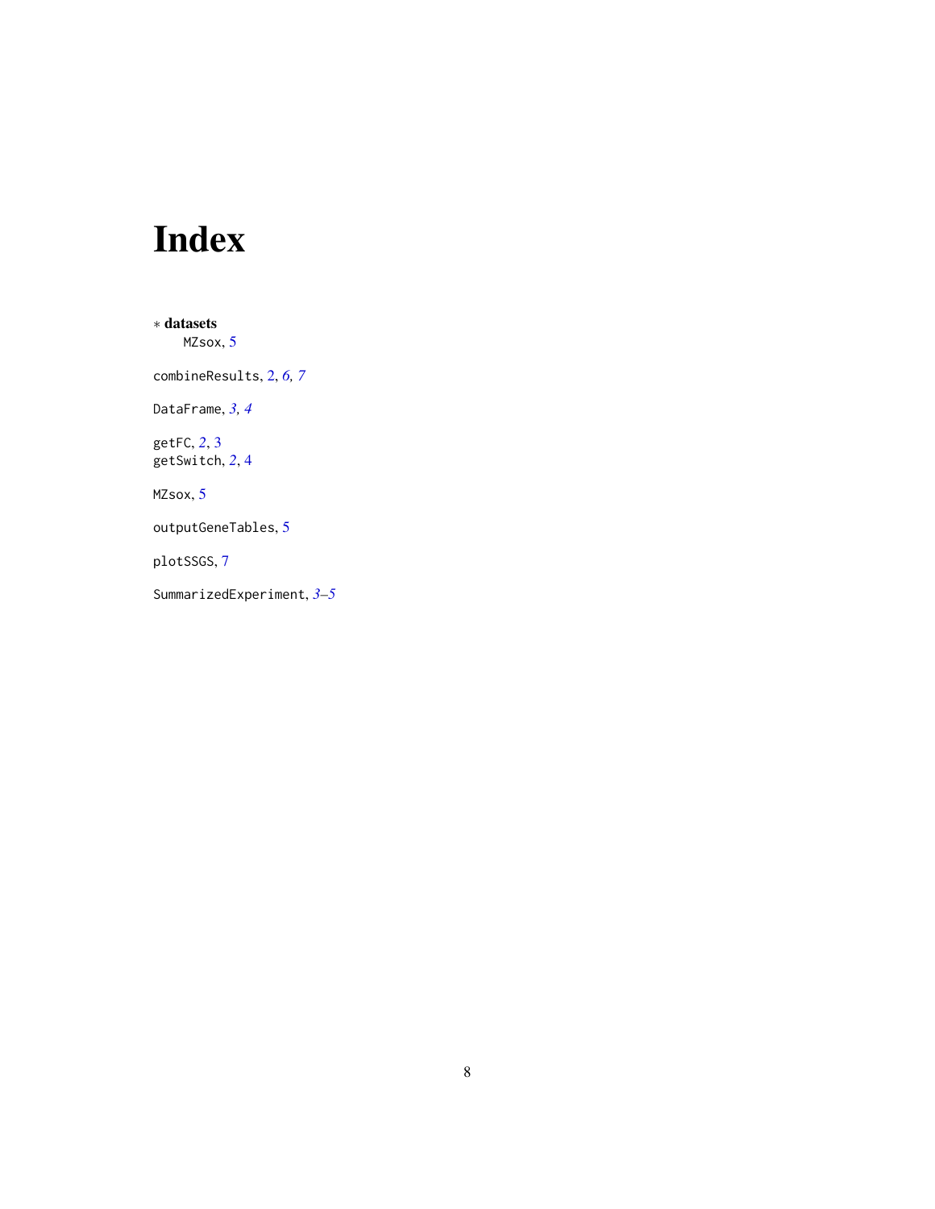# Index

∗ **datasets**
    MZsox, 5

combineResults, 2, *6, 7*

DataFrame, *3, 4*

getFC, *2*, 3
getSwitch, *2*, 4

MZsox, 5

outputGeneTables, 5

plotSSGS, 7

SummarizedExperiment, *3–5*